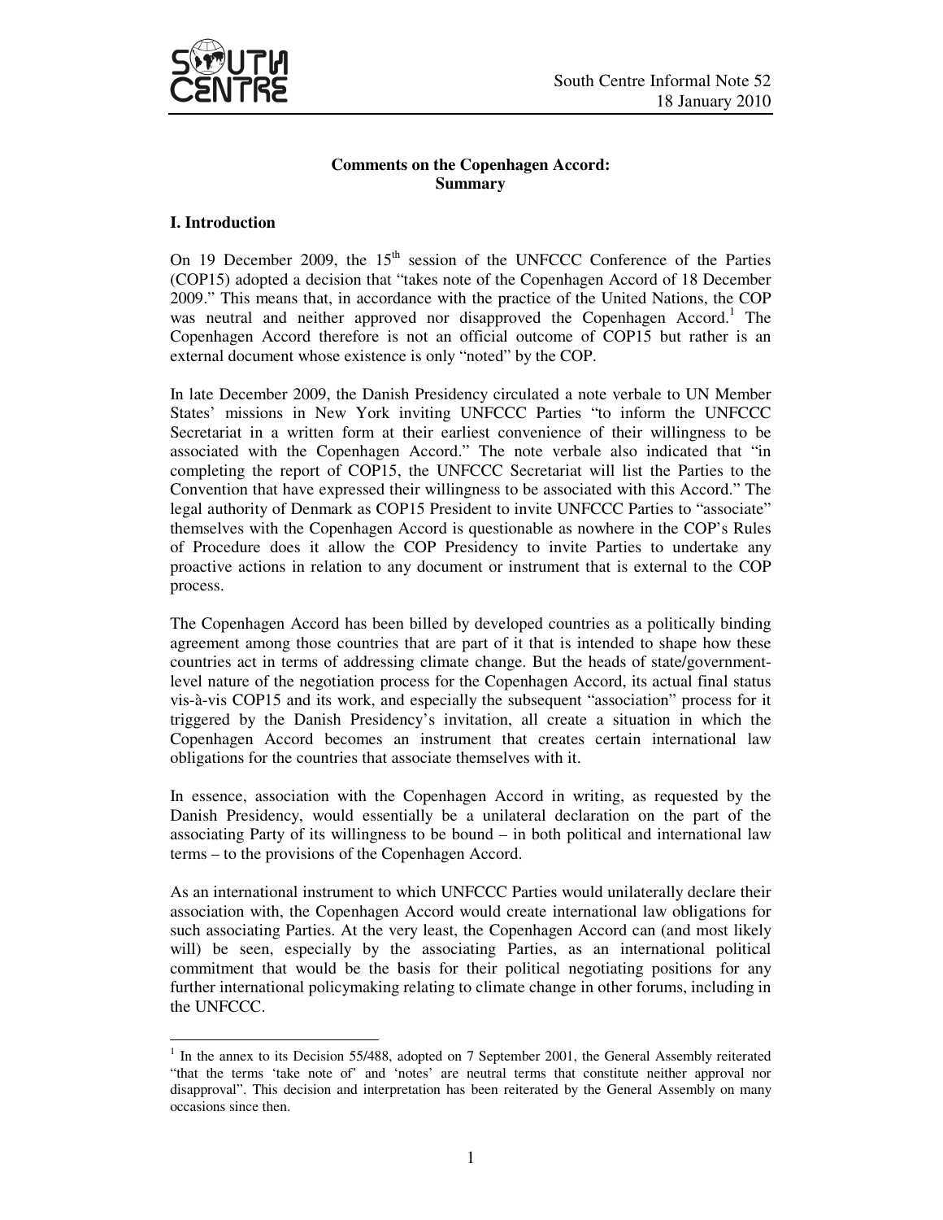South Centre Informal Note 52
18 January 2010

**Comments on the Copenhagen Accord: Summary**

## I. Introduction

On 19 December 2009, the 15th session of the UNFCCC Conference of the Parties (COP15) adopted a decision that "takes note of the Copenhagen Accord of 18 December 2009." This means that, in accordance with the practice of the United Nations, the COP was neutral and neither approved nor disapproved the Copenhagen Accord.[1] The Copenhagen Accord therefore is not an official outcome of COP15 but rather is an external document whose existence is only "noted" by the COP.

In late December 2009, the Danish Presidency circulated a note verbale to UN Member States' missions in New York inviting UNFCCC Parties "to inform the UNFCCC Secretariat in a written form at their earliest convenience of their willingness to be associated with the Copenhagen Accord." The note verbale also indicated that "in completing the report of COP15, the UNFCCC Secretariat will list the Parties to the Convention that have expressed their willingness to be associated with this Accord." The legal authority of Denmark as COP15 President to invite UNFCCC Parties to "associate" themselves with the Copenhagen Accord is questionable as nowhere in the COP's Rules of Procedure does it allow the COP Presidency to invite Parties to undertake any proactive actions in relation to any document or instrument that is external to the COP process.

The Copenhagen Accord has been billed by developed countries as a politically binding agreement among those countries that are part of it that is intended to shape how these countries act in terms of addressing climate change. But the heads of state/government-level nature of the negotiation process for the Copenhagen Accord, its actual final status vis-à-vis COP15 and its work, and especially the subsequent "association" process for it triggered by the Danish Presidency's invitation, all create a situation in which the Copenhagen Accord becomes an instrument that creates certain international law obligations for the countries that associate themselves with it.

In essence, association with the Copenhagen Accord in writing, as requested by the Danish Presidency, would essentially be a unilateral declaration on the part of the associating Party of its willingness to be bound – in both political and international law terms – to the provisions of the Copenhagen Accord.

As an international instrument to which UNFCCC Parties would unilaterally declare their association with, the Copenhagen Accord would create international law obligations for such associating Parties. At the very least, the Copenhagen Accord can (and most likely will) be seen, especially by the associating Parties, as an international political commitment that would be the basis for their political negotiating positions for any further international policymaking relating to climate change in other forums, including in the UNFCCC.

---

[1] In the annex to its Decision 55/488, adopted on 7 September 2001, the General Assembly reiterated "that the terms 'take note of' and 'notes' are neutral terms that constitute neither approval nor disapproval". This decision and interpretation has been reiterated by the General Assembly on many occasions since then.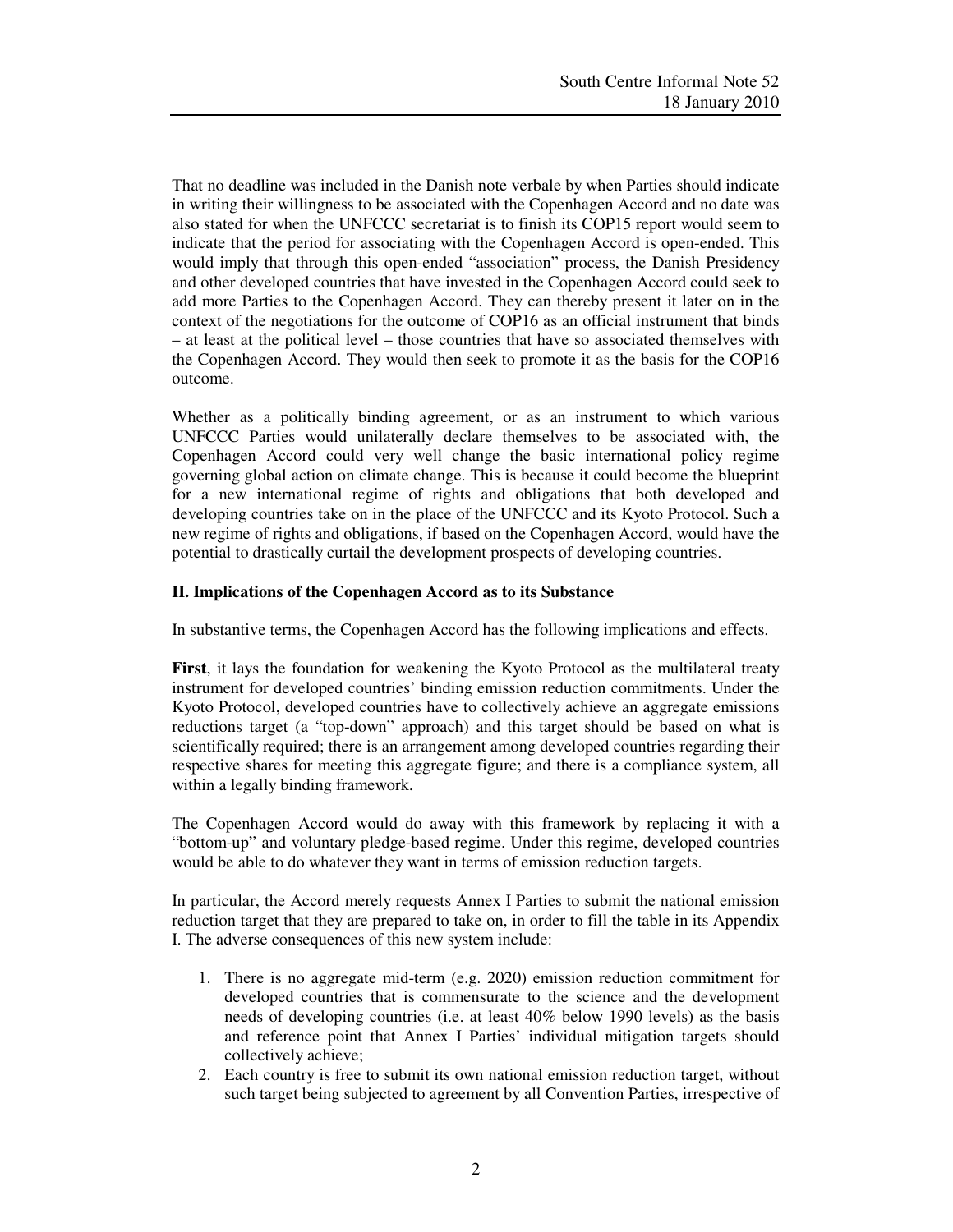That no deadline was included in the Danish note verbale by when Parties should indicate in writing their willingness to be associated with the Copenhagen Accord and no date was also stated for when the UNFCCC secretariat is to finish its COP15 report would seem to indicate that the period for associating with the Copenhagen Accord is open-ended. This would imply that through this open-ended "association" process, the Danish Presidency and other developed countries that have invested in the Copenhagen Accord could seek to add more Parties to the Copenhagen Accord. They can thereby present it later on in the context of the negotiations for the outcome of COP16 as an official instrument that binds – at least at the political level – those countries that have so associated themselves with the Copenhagen Accord. They would then seek to promote it as the basis for the COP16 outcome.

Whether as a politically binding agreement, or as an instrument to which various UNFCCC Parties would unilaterally declare themselves to be associated with, the Copenhagen Accord could very well change the basic international policy regime governing global action on climate change. This is because it could become the blueprint for a new international regime of rights and obligations that both developed and developing countries take on in the place of the UNFCCC and its Kyoto Protocol. Such a new regime of rights and obligations, if based on the Copenhagen Accord, would have the potential to drastically curtail the development prospects of developing countries.

## II. Implications of the Copenhagen Accord as to its Substance

In substantive terms, the Copenhagen Accord has the following implications and effects.

**First**, it lays the foundation for weakening the Kyoto Protocol as the multilateral treaty instrument for developed countries' binding emission reduction commitments. Under the Kyoto Protocol, developed countries have to collectively achieve an aggregate emissions reductions target (a "top-down" approach) and this target should be based on what is scientifically required; there is an arrangement among developed countries regarding their respective shares for meeting this aggregate figure; and there is a compliance system, all within a legally binding framework.

The Copenhagen Accord would do away with this framework by replacing it with a "bottom-up" and voluntary pledge-based regime. Under this regime, developed countries would be able to do whatever they want in terms of emission reduction targets.

In particular, the Accord merely requests Annex I Parties to submit the national emission reduction target that they are prepared to take on, in order to fill the table in its Appendix I. The adverse consequences of this new system include:

1. There is no aggregate mid-term (e.g. 2020) emission reduction commitment for developed countries that is commensurate to the science and the development needs of developing countries (i.e. at least 40% below 1990 levels) as the basis and reference point that Annex I Parties' individual mitigation targets should collectively achieve;
2. Each country is free to submit its own national emission reduction target, without such target being subjected to agreement by all Convention Parties, irrespective of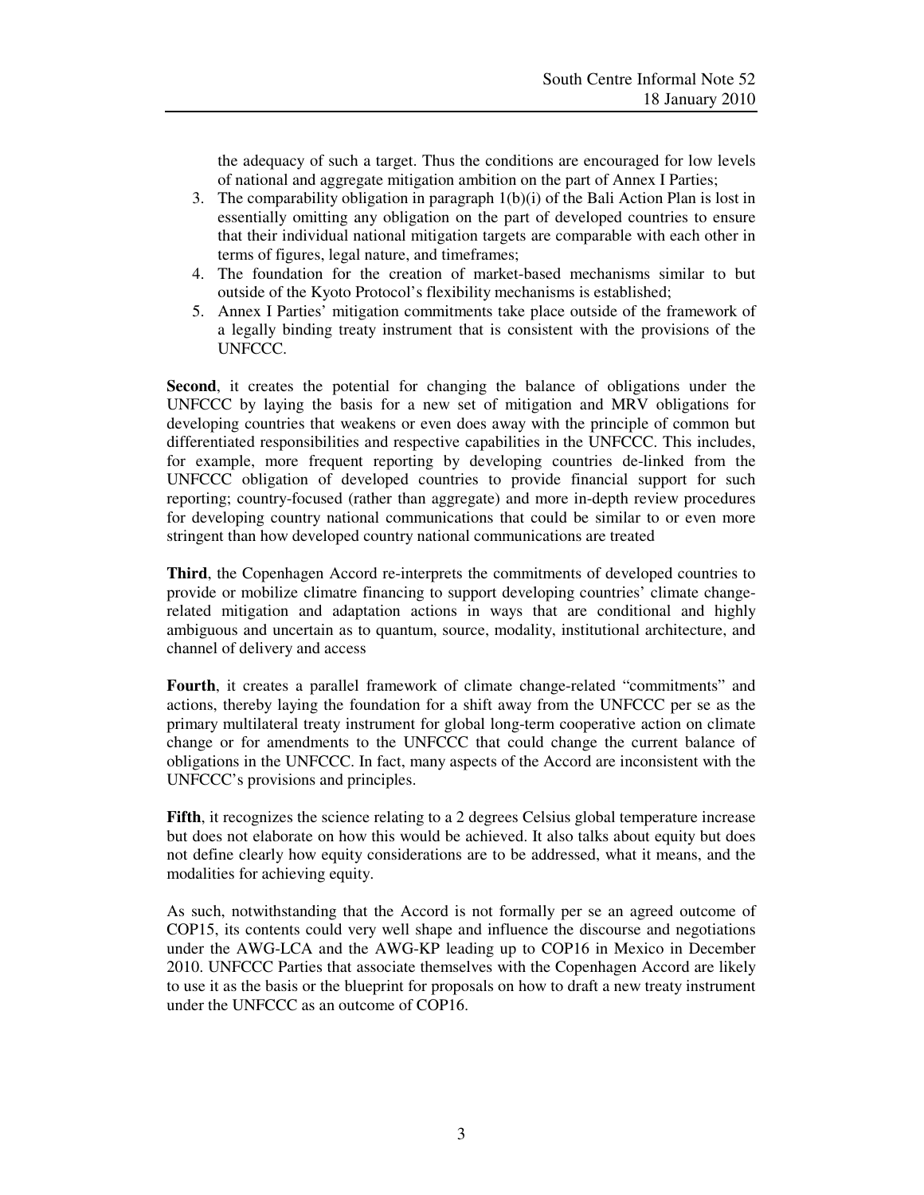the adequacy of such a target. Thus the conditions are encouraged for low levels of national and aggregate mitigation ambition on the part of Annex I Parties;

3. The comparability obligation in paragraph 1(b)(i) of the Bali Action Plan is lost in essentially omitting any obligation on the part of developed countries to ensure that their individual national mitigation targets are comparable with each other in terms of figures, legal nature, and timeframes;
4. The foundation for the creation of market-based mechanisms similar to but outside of the Kyoto Protocol's flexibility mechanisms is established;
5. Annex I Parties' mitigation commitments take place outside of the framework of a legally binding treaty instrument that is consistent with the provisions of the UNFCCC.

**Second**, it creates the potential for changing the balance of obligations under the UNFCCC by laying the basis for a new set of mitigation and MRV obligations for developing countries that weakens or even does away with the principle of common but differentiated responsibilities and respective capabilities in the UNFCCC. This includes, for example, more frequent reporting by developing countries de-linked from the UNFCCC obligation of developed countries to provide financial support for such reporting; country-focused (rather than aggregate) and more in-depth review procedures for developing country national communications that could be similar to or even more stringent than how developed country national communications are treated

**Third**, the Copenhagen Accord re-interprets the commitments of developed countries to provide or mobilize climatre financing to support developing countries' climate change-related mitigation and adaptation actions in ways that are conditional and highly ambiguous and uncertain as to quantum, source, modality, institutional architecture, and channel of delivery and access

**Fourth**, it creates a parallel framework of climate change-related "commitments" and actions, thereby laying the foundation for a shift away from the UNFCCC per se as the primary multilateral treaty instrument for global long-term cooperative action on climate change or for amendments to the UNFCCC that could change the current balance of obligations in the UNFCCC. In fact, many aspects of the Accord are inconsistent with the UNFCCC's provisions and principles.

**Fifth**, it recognizes the science relating to a 2 degrees Celsius global temperature increase but does not elaborate on how this would be achieved. It also talks about equity but does not define clearly how equity considerations are to be addressed, what it means, and the modalities for achieving equity.

As such, notwithstanding that the Accord is not formally per se an agreed outcome of COP15, its contents could very well shape and influence the discourse and negotiations under the AWG-LCA and the AWG-KP leading up to COP16 in Mexico in December 2010. UNFCCC Parties that associate themselves with the Copenhagen Accord are likely to use it as the basis or the blueprint for proposals on how to draft a new treaty instrument under the UNFCCC as an outcome of COP16.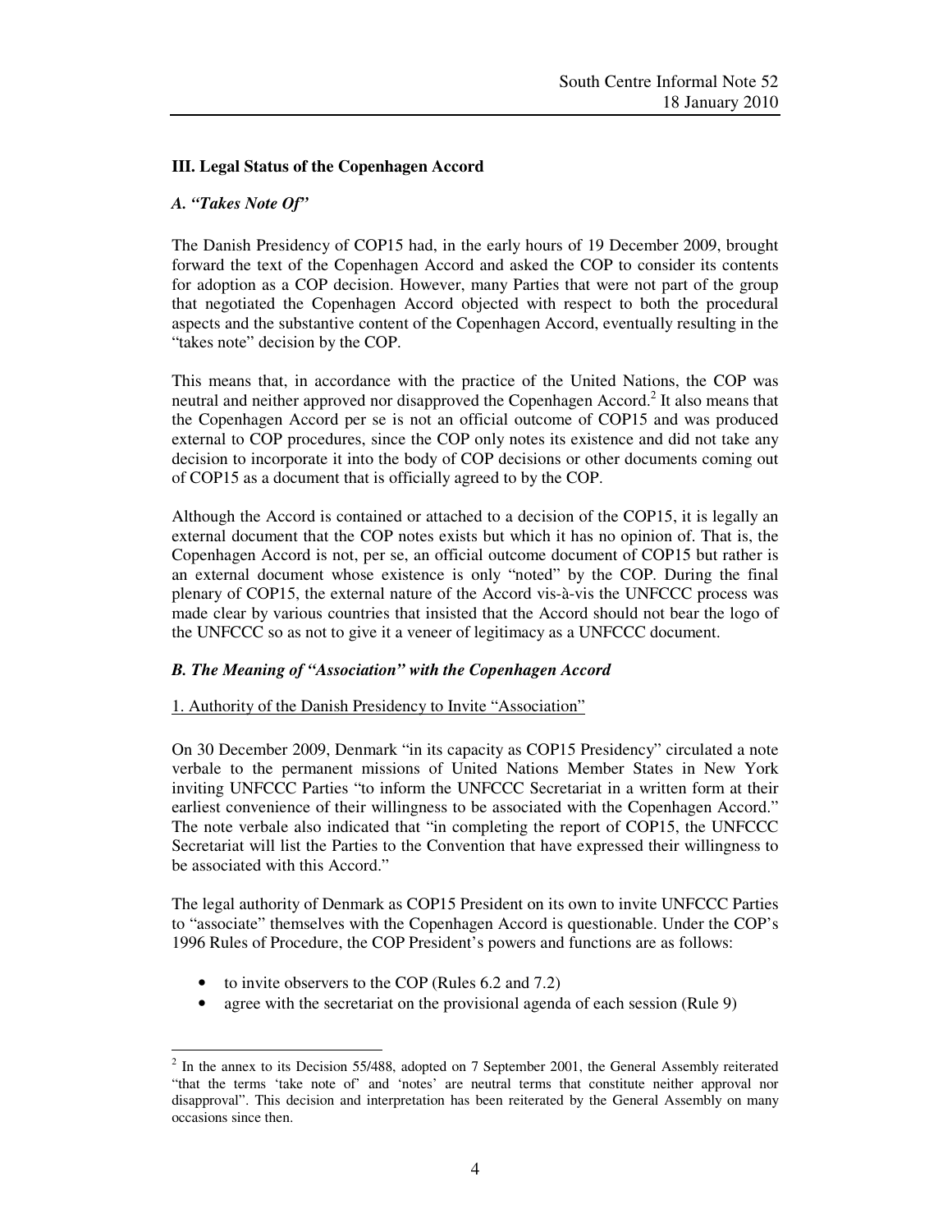### III. Legal Status of the Copenhagen Accord

#### *A. "Takes Note Of"*

The Danish Presidency of COP15 had, in the early hours of 19 December 2009, brought forward the text of the Copenhagen Accord and asked the COP to consider its contents for adoption as a COP decision. However, many Parties that were not part of the group that negotiated the Copenhagen Accord objected with respect to both the procedural aspects and the substantive content of the Copenhagen Accord, eventually resulting in the "takes note" decision by the COP.

This means that, in accordance with the practice of the United Nations, the COP was neutral and neither approved nor disapproved the Copenhagen Accord.[2] It also means that the Copenhagen Accord per se is not an official outcome of COP15 and was produced external to COP procedures, since the COP only notes its existence and did not take any decision to incorporate it into the body of COP decisions or other documents coming out of COP15 as a document that is officially agreed to by the COP.

Although the Accord is contained or attached to a decision of the COP15, it is legally an external document that the COP notes exists but which it has no opinion of. That is, the Copenhagen Accord is not, per se, an official outcome document of COP15 but rather is an external document whose existence is only "noted" by the COP. During the final plenary of COP15, the external nature of the Accord vis-à-vis the UNFCCC process was made clear by various countries that insisted that the Accord should not bear the logo of the UNFCCC so as not to give it a veneer of legitimacy as a UNFCCC document.

#### *B. The Meaning of "Association" with the Copenhagen Accord*

1. Authority of the Danish Presidency to Invite "Association"

On 30 December 2009, Denmark "in its capacity as COP15 Presidency" circulated a note verbale to the permanent missions of United Nations Member States in New York inviting UNFCCC Parties "to inform the UNFCCC Secretariat in a written form at their earliest convenience of their willingness to be associated with the Copenhagen Accord." The note verbale also indicated that "in completing the report of COP15, the UNFCCC Secretariat will list the Parties to the Convention that have expressed their willingness to be associated with this Accord."

The legal authority of Denmark as COP15 President on its own to invite UNFCCC Parties to "associate" themselves with the Copenhagen Accord is questionable. Under the COP's 1996 Rules of Procedure, the COP President's powers and functions are as follows:

- to invite observers to the COP (Rules 6.2 and 7.2)
- agree with the secretariat on the provisional agenda of each session (Rule 9)

---

[2] In the annex to its Decision 55/488, adopted on 7 September 2001, the General Assembly reiterated "that the terms 'take note of' and 'notes' are neutral terms that constitute neither approval nor disapproval". This decision and interpretation has been reiterated by the General Assembly on many occasions since then.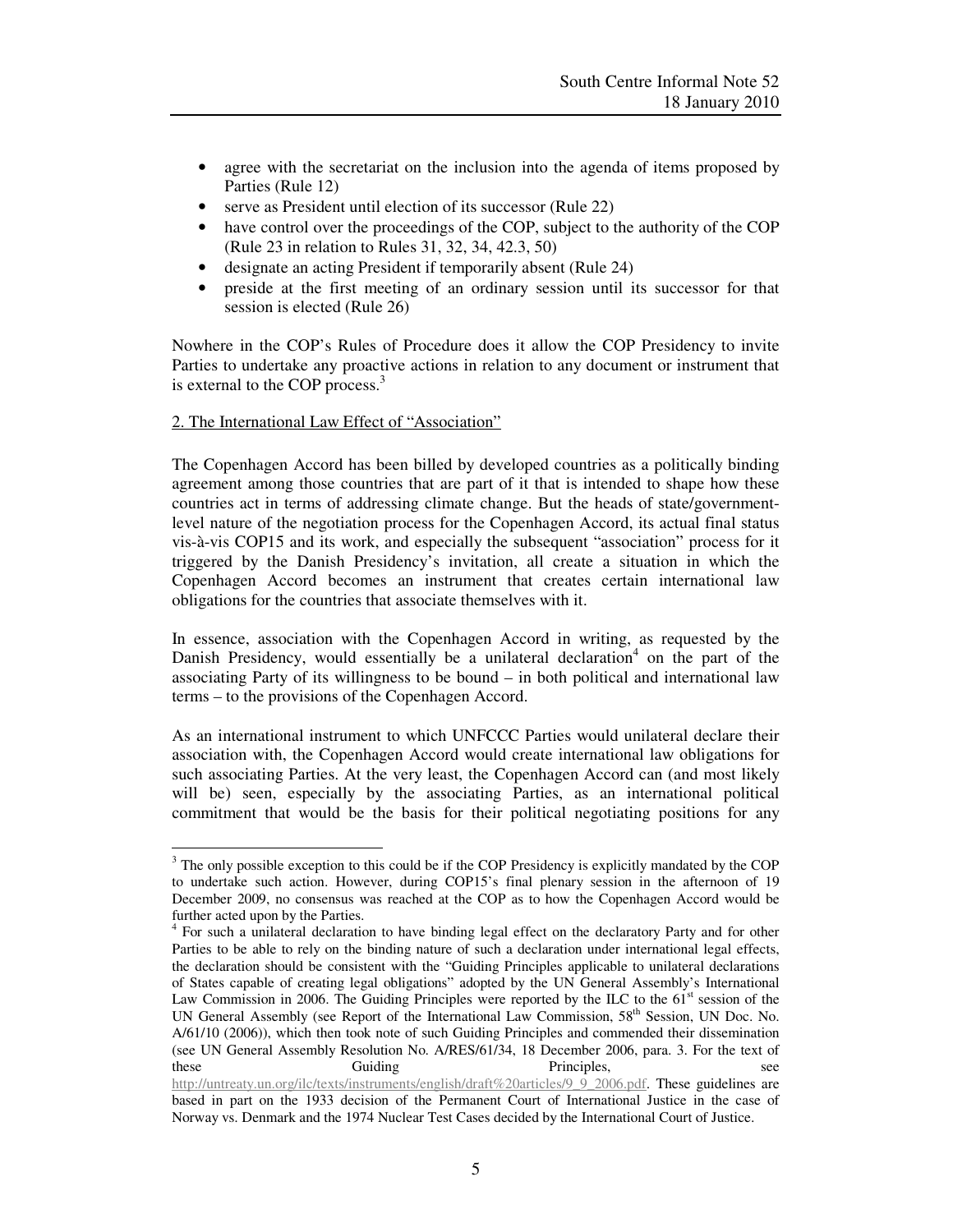- agree with the secretariat on the inclusion into the agenda of items proposed by Parties (Rule 12)
- serve as President until election of its successor (Rule 22)
- have control over the proceedings of the COP, subject to the authority of the COP (Rule 23 in relation to Rules 31, 32, 34, 42.3, 50)
- designate an acting President if temporarily absent (Rule 24)
- preside at the first meeting of an ordinary session until its successor for that session is elected (Rule 26)

Nowhere in the COP's Rules of Procedure does it allow the COP Presidency to invite Parties to undertake any proactive actions in relation to any document or instrument that is external to the COP process.[3]

2. The International Law Effect of "Association"

The Copenhagen Accord has been billed by developed countries as a politically binding agreement among those countries that are part of it that is intended to shape how these countries act in terms of addressing climate change. But the heads of state/government-level nature of the negotiation process for the Copenhagen Accord, its actual final status vis-à-vis COP15 and its work, and especially the subsequent "association" process for it triggered by the Danish Presidency's invitation, all create a situation in which the Copenhagen Accord becomes an instrument that creates certain international law obligations for the countries that associate themselves with it.

In essence, association with the Copenhagen Accord in writing, as requested by the Danish Presidency, would essentially be a unilateral declaration[4] on the part of the associating Party of its willingness to be bound – in both political and international law terms – to the provisions of the Copenhagen Accord.

As an international instrument to which UNFCCC Parties would unilateral declare their association with, the Copenhagen Accord would create international law obligations for such associating Parties. At the very least, the Copenhagen Accord can (and most likely will be) seen, especially by the associating Parties, as an international political commitment that would be the basis for their political negotiating positions for any

---

[3] The only possible exception to this could be if the COP Presidency is explicitly mandated by the COP to undertake such action. However, during COP15's final plenary session in the afternoon of 19 December 2009, no consensus was reached at the COP as to how the Copenhagen Accord would be further acted upon by the Parties.

[4] For such a unilateral declaration to have binding legal effect on the declaratory Party and for other Parties to be able to rely on the binding nature of such a declaration under international legal effects, the declaration should be consistent with the "Guiding Principles applicable to unilateral declarations of States capable of creating legal obligations" adopted by the UN General Assembly's International Law Commission in 2006. The Guiding Principles were reported by the ILC to the 61st session of the UN General Assembly (see Report of the International Law Commission, 58th Session, UN Doc. No. A/61/10 (2006)), which then took note of such Guiding Principles and commended their dissemination (see UN General Assembly Resolution No. A/RES/61/34, 18 December 2006, para. 3. For the text of these Guiding Principles, see http://untreaty.un.org/ilc/texts/instruments/english/draft%20articles/9_9_2006.pdf. These guidelines are based in part on the 1933 decision of the Permanent Court of International Justice in the case of Norway vs. Denmark and the 1974 Nuclear Test Cases decided by the International Court of Justice.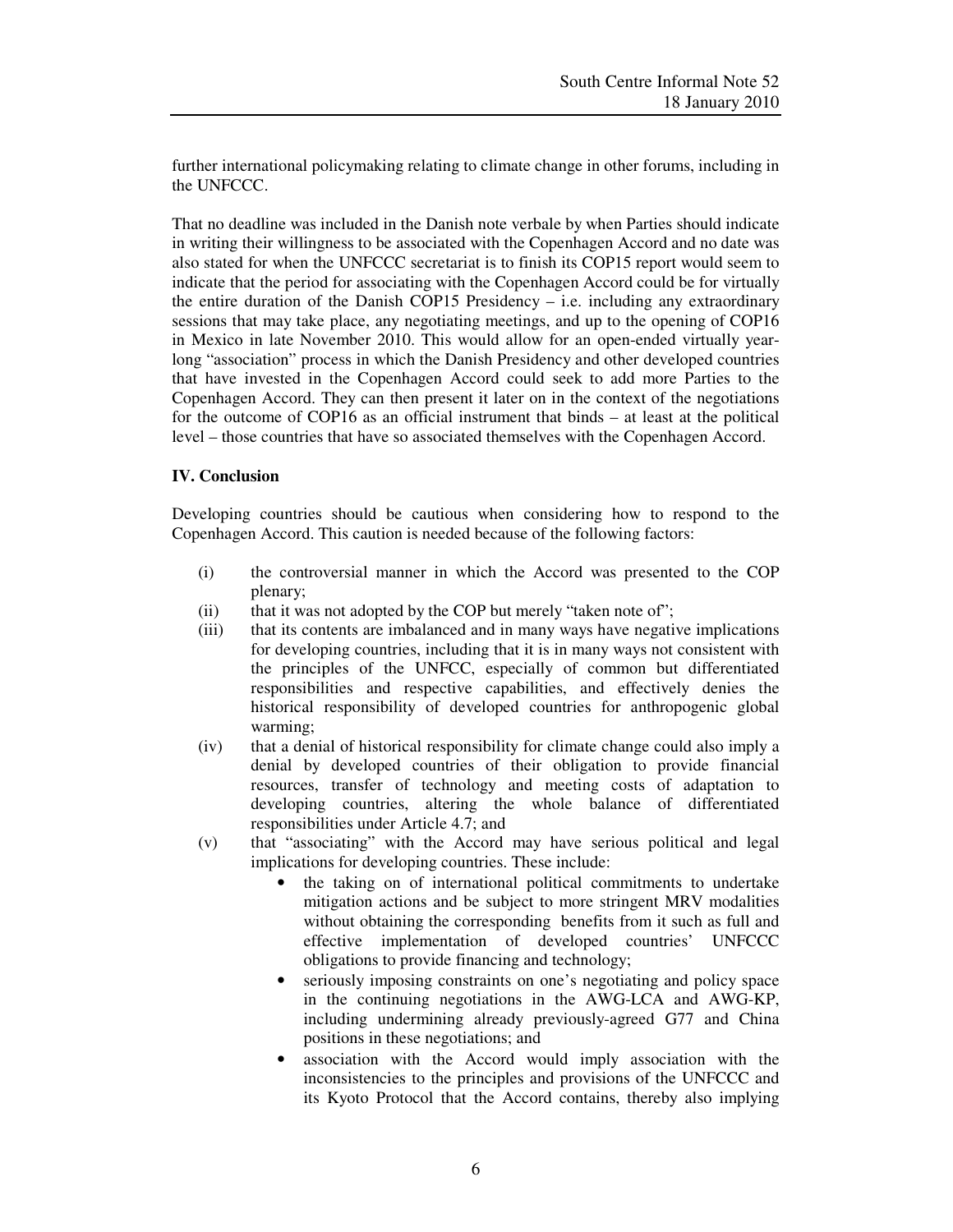further international policymaking relating to climate change in other forums, including in the UNFCCC.

That no deadline was included in the Danish note verbale by when Parties should indicate in writing their willingness to be associated with the Copenhagen Accord and no date was also stated for when the UNFCCC secretariat is to finish its COP15 report would seem to indicate that the period for associating with the Copenhagen Accord could be for virtually the entire duration of the Danish COP15 Presidency – i.e. including any extraordinary sessions that may take place, any negotiating meetings, and up to the opening of COP16 in Mexico in late November 2010. This would allow for an open-ended virtually year-long "association" process in which the Danish Presidency and other developed countries that have invested in the Copenhagen Accord could seek to add more Parties to the Copenhagen Accord. They can then present it later on in the context of the negotiations for the outcome of COP16 as an official instrument that binds – at least at the political level – those countries that have so associated themselves with the Copenhagen Accord.

**IV. Conclusion**

Developing countries should be cautious when considering how to respond to the Copenhagen Accord. This caution is needed because of the following factors:

(i) the controversial manner in which the Accord was presented to the COP plenary;

(ii) that it was not adopted by the COP but merely "taken note of";

(iii) that its contents are imbalanced and in many ways have negative implications for developing countries, including that it is in many ways not consistent with the principles of the UNFCC, especially of common but differentiated responsibilities and respective capabilities, and effectively denies the historical responsibility of developed countries for anthropogenic global warming;

(iv) that a denial of historical responsibility for climate change could also imply a denial by developed countries of their obligation to provide financial resources, transfer of technology and meeting costs of adaptation to developing countries, altering the whole balance of differentiated responsibilities under Article 4.7; and

(v) that "associating" with the Accord may have serious political and legal implications for developing countries. These include:

- the taking on of international political commitments to undertake mitigation actions and be subject to more stringent MRV modalities without obtaining the corresponding benefits from it such as full and effective implementation of developed countries' UNFCCC obligations to provide financing and technology;
- seriously imposing constraints on one's negotiating and policy space in the continuing negotiations in the AWG-LCA and AWG-KP, including undermining already previously-agreed G77 and China positions in these negotiations; and
- association with the Accord would imply association with the inconsistencies to the principles and provisions of the UNFCCC and its Kyoto Protocol that the Accord contains, thereby also implying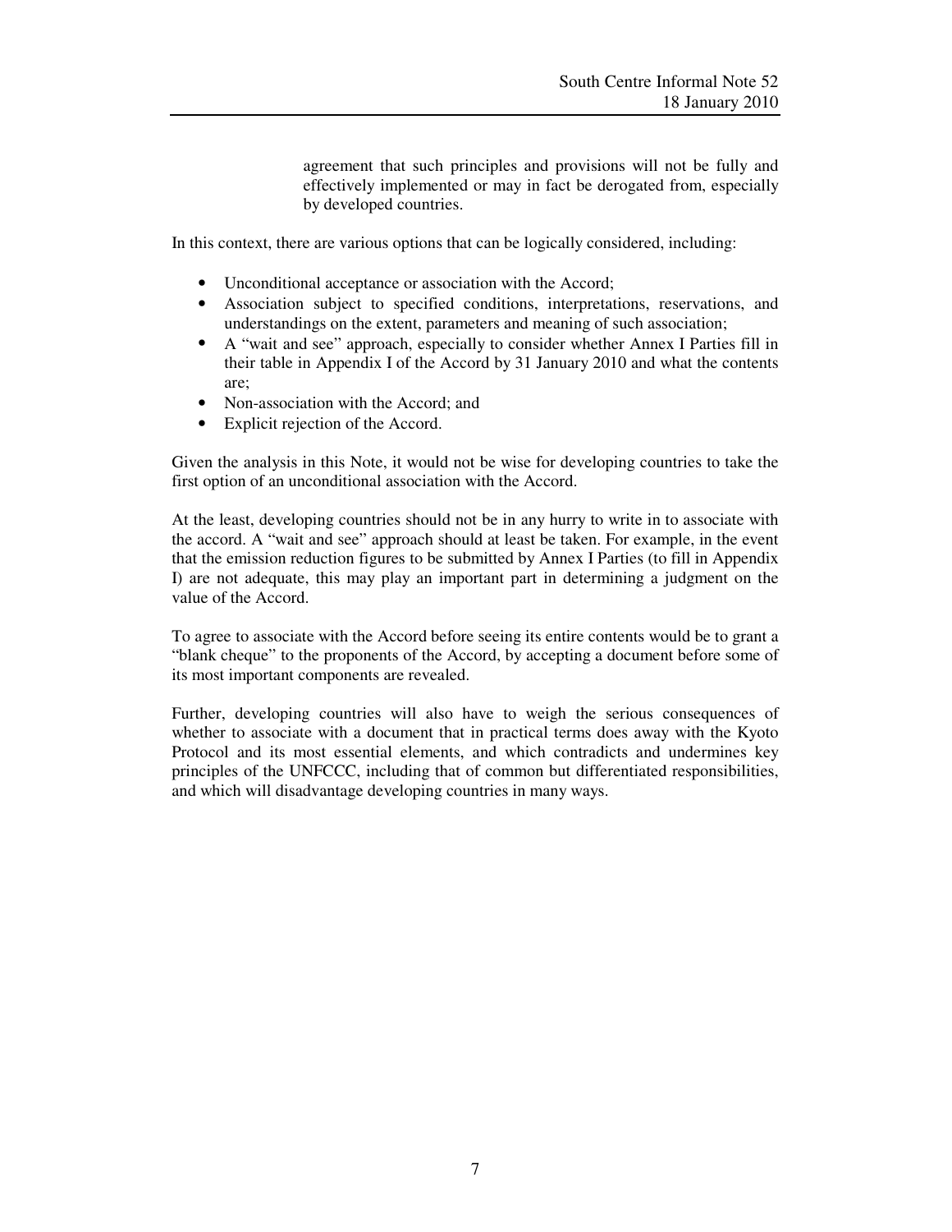agreement that such principles and provisions will not be fully and effectively implemented or may in fact be derogated from, especially by developed countries.

In this context, there are various options that can be logically considered, including:

- Unconditional acceptance or association with the Accord;
- Association subject to specified conditions, interpretations, reservations, and understandings on the extent, parameters and meaning of such association;
- A "wait and see" approach, especially to consider whether Annex I Parties fill in their table in Appendix I of the Accord by 31 January 2010 and what the contents are;
- Non-association with the Accord; and
- Explicit rejection of the Accord.

Given the analysis in this Note, it would not be wise for developing countries to take the first option of an unconditional association with the Accord.

At the least, developing countries should not be in any hurry to write in to associate with the accord. A "wait and see" approach should at least be taken. For example, in the event that the emission reduction figures to be submitted by Annex I Parties (to fill in Appendix I) are not adequate, this may play an important part in determining a judgment on the value of the Accord.

To agree to associate with the Accord before seeing its entire contents would be to grant a "blank cheque" to the proponents of the Accord, by accepting a document before some of its most important components are revealed.

Further, developing countries will also have to weigh the serious consequences of whether to associate with a document that in practical terms does away with the Kyoto Protocol and its most essential elements, and which contradicts and undermines key principles of the UNFCCC, including that of common but differentiated responsibilities, and which will disadvantage developing countries in many ways.